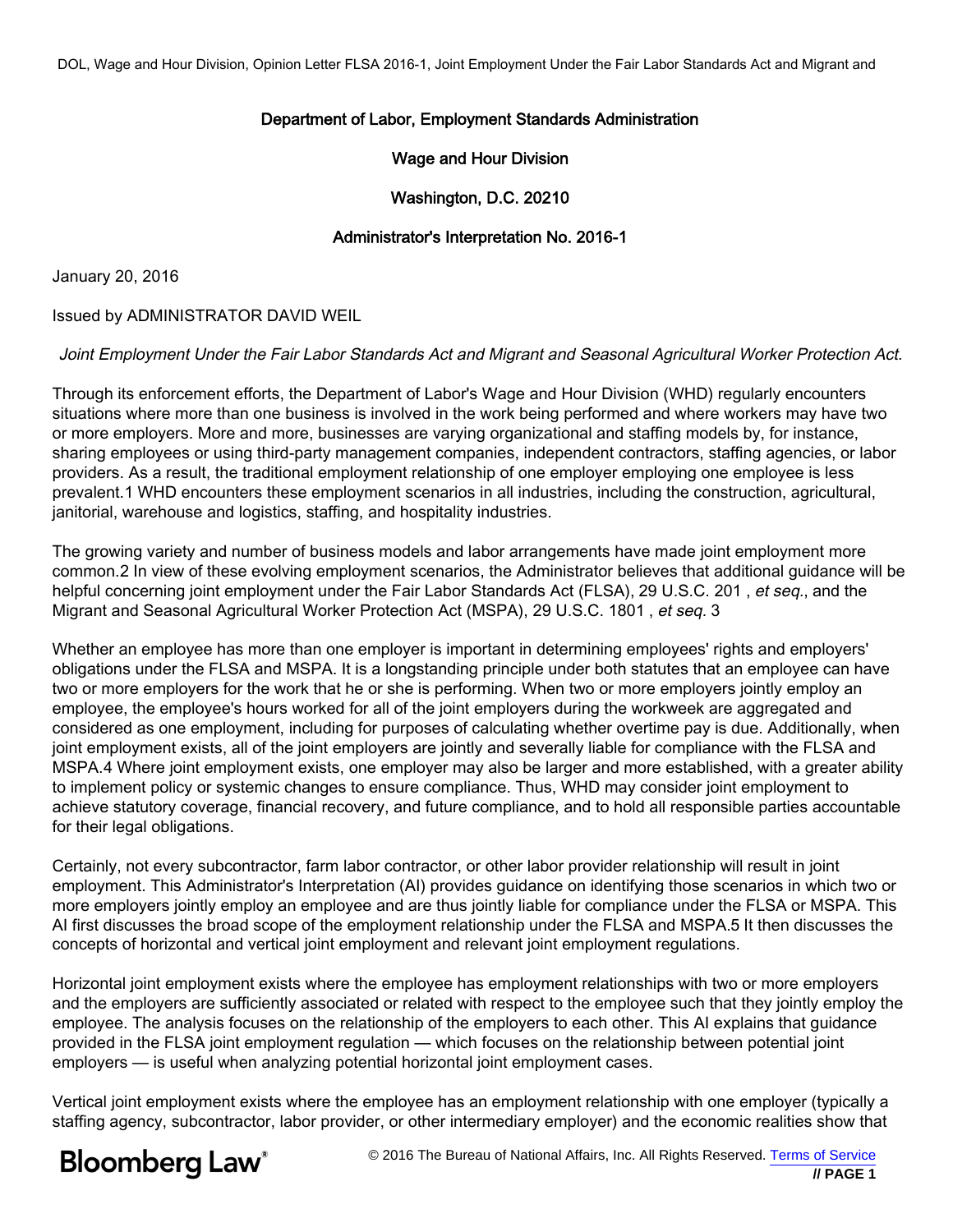Department of Labor, Employment Standards Administration

Wage and Hour Division

Washington, D.C. 20210

Administrator's Interpretation No. 2016-1

January 20, 2016

Issued by ADMINISTRATOR DAVID WEIL

*Joint Employment Under the Fair Labor Standards Act and Migrant and Seasonal Agricultural Worker Protection Act.*

Through its enforcement efforts, the Department of Labor's Wage and Hour Division (WHD) regularly encounters situations where more than one business is involved in the work being performed and where workers may have two or more employers. More and more, businesses are varying organizational and staffing models by, for instance, sharing employees or using third-party management companies, independent contractors, staffing agencies, or labor providers. As a result, the traditional employment relationship of one employer employing one employee is less prevalent.[1] WHD encounters these employment scenarios in all industries, including the construction, agricultural, janitorial, warehouse and logistics, staffing, and hospitality industries.

The growing variety and number of business models and labor arrangements have made joint employment more common.[2] In view of these evolving employment scenarios, the Administrator believes that additional guidance will be helpful concerning joint employment under the Fair Labor Standards Act (FLSA), 29 U.S.C. 201 , *et seq.*, and the Migrant and Seasonal Agricultural Worker Protection Act (MSPA), 29 U.S.C. 1801 , *et seq.* [3]

Whether an employee has more than one employer is important in determining employees' rights and employers' obligations under the FLSA and MSPA. It is a longstanding principle under both statutes that an employee can have two or more employers for the work that he or she is performing. When two or more employers jointly employ an employee, the employee's hours worked for all of the joint employers during the workweek are aggregated and considered as one employment, including for purposes of calculating whether overtime pay is due. Additionally, when joint employment exists, all of the joint employers are jointly and severally liable for compliance with the FLSA and MSPA.[4] Where joint employment exists, one employer may also be larger and more established, with a greater ability to implement policy or systemic changes to ensure compliance. Thus, WHD may consider joint employment to achieve statutory coverage, financial recovery, and future compliance, and to hold all responsible parties accountable for their legal obligations.

Certainly, not every subcontractor, farm labor contractor, or other labor provider relationship will result in joint employment. This Administrator's Interpretation (AI) provides guidance on identifying those scenarios in which two or more employers jointly employ an employee and are thus jointly liable for compliance under the FLSA or MSPA. This AI first discusses the broad scope of the employment relationship under the FLSA and MSPA.[5] It then discusses the concepts of horizontal and vertical joint employment and relevant joint employment regulations.

Horizontal joint employment exists where the employee has employment relationships with two or more employers and the employers are sufficiently associated or related with respect to the employee such that they jointly employ the employee. The analysis focuses on the relationship of the employers to each other. This AI explains that guidance provided in the FLSA joint employment regulation — which focuses on the relationship between potential joint employers — is useful when analyzing potential horizontal joint employment cases.

Vertical joint employment exists where the employee has an employment relationship with one employer (typically a staffing agency, subcontractor, labor provider, or other intermediary employer) and the economic realities show that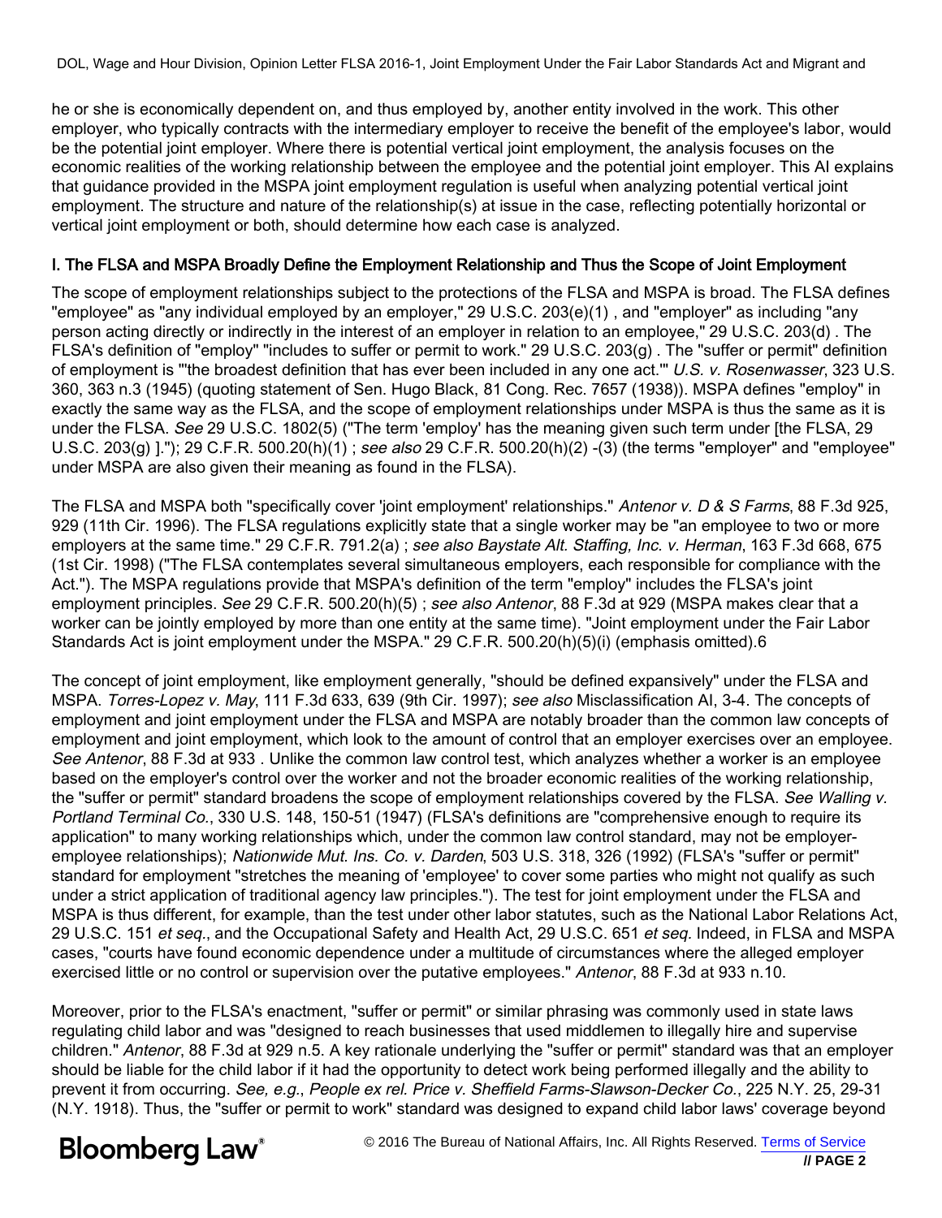he or she is economically dependent on, and thus employed by, another entity involved in the work. This other employer, who typically contracts with the intermediary employer to receive the benefit of the employee's labor, would be the potential joint employer. Where there is potential vertical joint employment, the analysis focuses on the economic realities of the working relationship between the employee and the potential joint employer. This AI explains that guidance provided in the MSPA joint employment regulation is useful when analyzing potential vertical joint employment. The structure and nature of the relationship(s) at issue in the case, reflecting potentially horizontal or vertical joint employment or both, should determine how each case is analyzed.

### I. The FLSA and MSPA Broadly Define the Employment Relationship and Thus the Scope of Joint Employment

The scope of employment relationships subject to the protections of the FLSA and MSPA is broad. The FLSA defines "employee" as "any individual employed by an employer," 29 U.S.C. 203(e)(1) , and "employer" as including "any person acting directly or indirectly in the interest of an employer in relation to an employee," 29 U.S.C. 203(d) . The FLSA's definition of "employ" "includes to suffer or permit to work." 29 U.S.C. 203(g) . The "suffer or permit" definition of employment is "'the broadest definition that has ever been included in any one act.'" *U.S. v. Rosenwasser*, 323 U.S. 360, 363 n.3 (1945) (quoting statement of Sen. Hugo Black, 81 Cong. Rec. 7657 (1938)). MSPA defines "employ" in exactly the same way as the FLSA, and the scope of employment relationships under MSPA is thus the same as it is under the FLSA. *See* 29 U.S.C. 1802(5) ("The term 'employ' has the meaning given such term under [the FLSA, 29 U.S.C. 203(g) ]."); 29 C.F.R. 500.20(h)(1) ; *see also* 29 C.F.R. 500.20(h)(2) -(3) (the terms "employer" and "employee" under MSPA are also given their meaning as found in the FLSA).

The FLSA and MSPA both "specifically cover 'joint employment' relationships." *Antenor v. D & S Farms*, 88 F.3d 925, 929 (11th Cir. 1996). The FLSA regulations explicitly state that a single worker may be "an employee to two or more employers at the same time." 29 C.F.R. 791.2(a) ; *see also Baystate Alt. Staffing, Inc. v. Herman*, 163 F.3d 668, 675 (1st Cir. 1998) ("The FLSA contemplates several simultaneous employers, each responsible for compliance with the Act."). The MSPA regulations provide that MSPA's definition of the term "employ" includes the FLSA's joint employment principles. *See* 29 C.F.R. 500.20(h)(5) ; *see also Antenor*, 88 F.3d at 929 (MSPA makes clear that a worker can be jointly employed by more than one entity at the same time). "Joint employment under the Fair Labor Standards Act is joint employment under the MSPA." 29 C.F.R. 500.20(h)(5)(i) (emphasis omitted).6

The concept of joint employment, like employment generally, "should be defined expansively" under the FLSA and MSPA. *Torres-Lopez v. May*, 111 F.3d 633, 639 (9th Cir. 1997); *see also* Misclassification AI, 3-4. The concepts of employment and joint employment under the FLSA and MSPA are notably broader than the common law concepts of employment and joint employment, which look to the amount of control that an employer exercises over an employee. *See Antenor*, 88 F.3d at 933 . Unlike the common law control test, which analyzes whether a worker is an employee based on the employer's control over the worker and not the broader economic realities of the working relationship, the "suffer or permit" standard broadens the scope of employment relationships covered by the FLSA. *See Walling v. Portland Terminal Co.*, 330 U.S. 148, 150-51 (1947) (FLSA's definitions are "comprehensive enough to require its application" to many working relationships which, under the common law control standard, may not be employer-employee relationships); *Nationwide Mut. Ins. Co. v. Darden*, 503 U.S. 318, 326 (1992) (FLSA's "suffer or permit" standard for employment "stretches the meaning of 'employee' to cover some parties who might not qualify as such under a strict application of traditional agency law principles."). The test for joint employment under the FLSA and MSPA is thus different, for example, than the test under other labor statutes, such as the National Labor Relations Act, 29 U.S.C. 151 *et seq.*, and the Occupational Safety and Health Act, 29 U.S.C. 651 *et seq.* Indeed, in FLSA and MSPA cases, "courts have found economic dependence under a multitude of circumstances where the alleged employer exercised little or no control or supervision over the putative employees." *Antenor*, 88 F.3d at 933 n.10.

Moreover, prior to the FLSA's enactment, "suffer or permit" or similar phrasing was commonly used in state laws regulating child labor and was "designed to reach businesses that used middlemen to illegally hire and supervise children." *Antenor*, 88 F.3d at 929 n.5. A key rationale underlying the "suffer or permit" standard was that an employer should be liable for the child labor if it had the opportunity to detect work being performed illegally and the ability to prevent it from occurring. *See, e.g.*, *People ex rel. Price v. Sheffield Farms-Slawson-Decker Co.*, 225 N.Y. 25, 29-31 (N.Y. 1918). Thus, the "suffer or permit to work" standard was designed to expand child labor laws' coverage beyond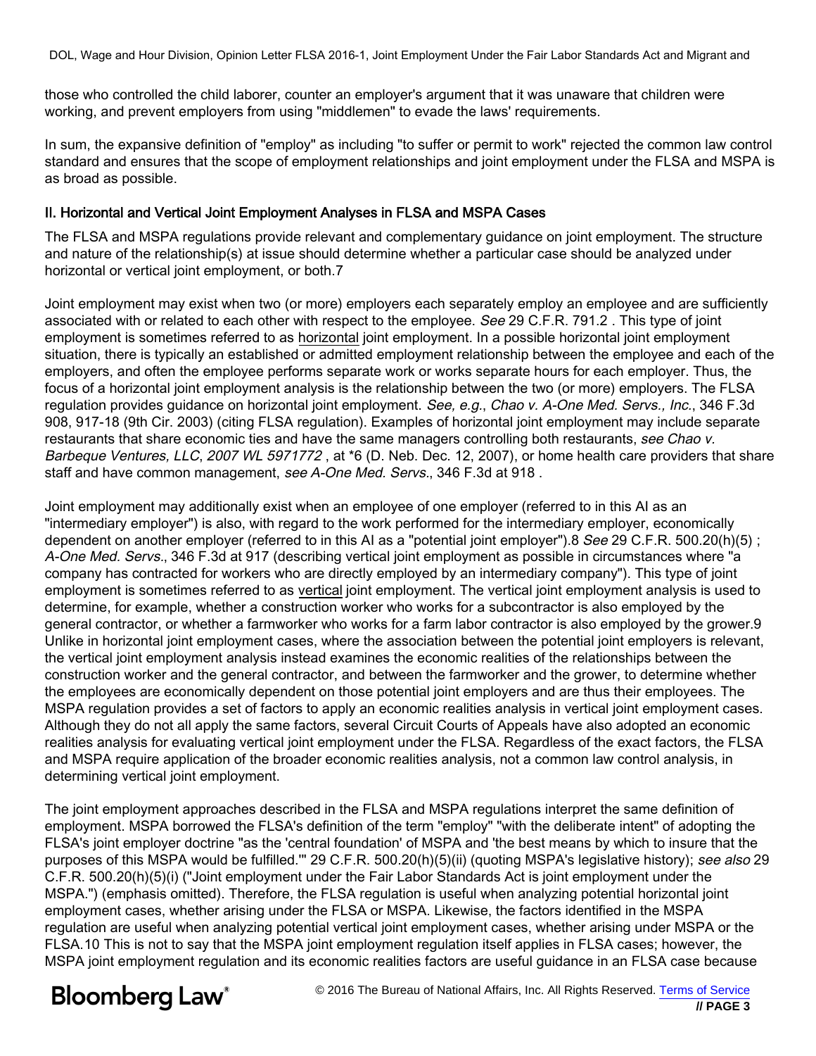those who controlled the child laborer, counter an employer's argument that it was unaware that children were working, and prevent employers from using "middlemen" to evade the laws' requirements.

In sum, the expansive definition of "employ" as including "to suffer or permit to work" rejected the common law control standard and ensures that the scope of employment relationships and joint employment under the FLSA and MSPA is as broad as possible.

## II. Horizontal and Vertical Joint Employment Analyses in FLSA and MSPA Cases

The FLSA and MSPA regulations provide relevant and complementary guidance on joint employment. The structure and nature of the relationship(s) at issue should determine whether a particular case should be analyzed under horizontal or vertical joint employment, or both.7

Joint employment may exist when two (or more) employers each separately employ an employee and are sufficiently associated with or related to each other with respect to the employee. *See* 29 C.F.R. 791.2 . This type of joint employment is sometimes referred to as horizontal joint employment. In a possible horizontal joint employment situation, there is typically an established or admitted employment relationship between the employee and each of the employers, and often the employee performs separate work or works separate hours for each employer. Thus, the focus of a horizontal joint employment analysis is the relationship between the two (or more) employers. The FLSA regulation provides guidance on horizontal joint employment. *See, e.g.*, *Chao v. A-One Med. Servs., Inc.*, 346 F.3d 908, 917-18 (9th Cir. 2003) (citing FLSA regulation). Examples of horizontal joint employment may include separate restaurants that share economic ties and have the same managers controlling both restaurants, *see Chao v. Barbeque Ventures, LLC*, *2007 WL 5971772* , at *6 (D. Neb. Dec. 12, 2007), or home health care providers that share staff and have common management, *see A-One Med. Servs.*, 346 F.3d at 918 .

Joint employment may additionally exist when an employee of one employer (referred to in this AI as an "intermediary employer") is also, with regard to the work performed for the intermediary employer, economically dependent on another employer (referred to in this AI as a "potential joint employer").8 *See* 29 C.F.R. 500.20(h)(5) ; *A-One Med. Servs.*, 346 F.3d at 917 (describing vertical joint employment as possible in circumstances where "a company has contracted for workers who are directly employed by an intermediary company"). This type of joint employment is sometimes referred to as vertical joint employment. The vertical joint employment analysis is used to determine, for example, whether a construction worker who works for a subcontractor is also employed by the general contractor, or whether a farmworker who works for a farm labor contractor is also employed by the grower.9 Unlike in horizontal joint employment cases, where the association between the potential joint employers is relevant, the vertical joint employment analysis instead examines the economic realities of the relationships between the construction worker and the general contractor, and between the farmworker and the grower, to determine whether the employees are economically dependent on those potential joint employers and are thus their employees. The MSPA regulation provides a set of factors to apply an economic realities analysis in vertical joint employment cases. Although they do not all apply the same factors, several Circuit Courts of Appeals have also adopted an economic realities analysis for evaluating vertical joint employment under the FLSA. Regardless of the exact factors, the FLSA and MSPA require application of the broader economic realities analysis, not a common law control analysis, in determining vertical joint employment.

The joint employment approaches described in the FLSA and MSPA regulations interpret the same definition of employment. MSPA borrowed the FLSA's definition of the term "employ" "with the deliberate intent" of adopting the FLSA's joint employer doctrine "as the 'central foundation' of MSPA and 'the best means by which to insure that the purposes of this MSPA would be fulfilled.'" 29 C.F.R. 500.20(h)(5)(ii) (quoting MSPA's legislative history); *see also* 29 C.F.R. 500.20(h)(5)(i) ("Joint employment under the Fair Labor Standards Act is joint employment under the MSPA.") (emphasis omitted). Therefore, the FLSA regulation is useful when analyzing potential horizontal joint employment cases, whether arising under the FLSA or MSPA. Likewise, the factors identified in the MSPA regulation are useful when analyzing potential vertical joint employment cases, whether arising under MSPA or the FLSA.10 This is not to say that the MSPA joint employment regulation itself applies in FLSA cases; however, the MSPA joint employment regulation and its economic realities factors are useful guidance in an FLSA case because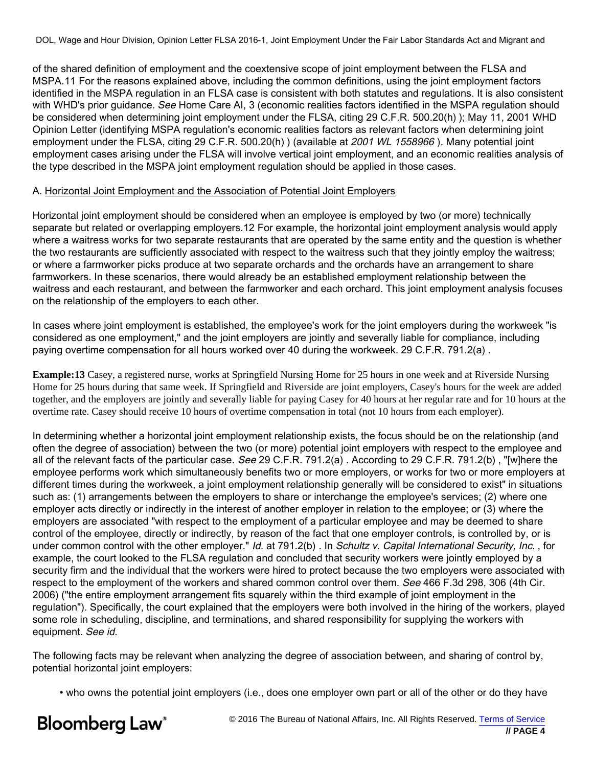of the shared definition of employment and the coextensive scope of joint employment between the FLSA and MSPA.11 For the reasons explained above, including the common definitions, using the joint employment factors identified in the MSPA regulation in an FLSA case is consistent with both statutes and regulations. It is also consistent with WHD's prior guidance. *See* Home Care AI, 3 (economic realities factors identified in the MSPA regulation should be considered when determining joint employment under the FLSA, citing 29 C.F.R. 500.20(h) ); May 11, 2001 WHD Opinion Letter (identifying MSPA regulation's economic realities factors as relevant factors when determining joint employment under the FLSA, citing 29 C.F.R. 500.20(h) ) (available at *2001 WL 1558966* ). Many potential joint employment cases arising under the FLSA will involve vertical joint employment, and an economic realities analysis of the type described in the MSPA joint employment regulation should be applied in those cases.

A. Horizontal Joint Employment and the Association of Potential Joint Employers

Horizontal joint employment should be considered when an employee is employed by two (or more) technically separate but related or overlapping employers.12 For example, the horizontal joint employment analysis would apply where a waitress works for two separate restaurants that are operated by the same entity and the question is whether the two restaurants are sufficiently associated with respect to the waitress such that they jointly employ the waitress; or where a farmworker picks produce at two separate orchards and the orchards have an arrangement to share farmworkers. In these scenarios, there would already be an established employment relationship between the waitress and each restaurant, and between the farmworker and each orchard. This joint employment analysis focuses on the relationship of the employers to each other.

In cases where joint employment is established, the employee's work for the joint employers during the workweek "is considered as one employment," and the joint employers are jointly and severally liable for compliance, including paying overtime compensation for all hours worked over 40 during the workweek. 29 C.F.R. 791.2(a) .

**Example:13** Casey, a registered nurse, works at Springfield Nursing Home for 25 hours in one week and at Riverside Nursing Home for 25 hours during that same week. If Springfield and Riverside are joint employers, Casey's hours for the week are added together, and the employers are jointly and severally liable for paying Casey for 40 hours at her regular rate and for 10 hours at the overtime rate. Casey should receive 10 hours of overtime compensation in total (not 10 hours from each employer).

In determining whether a horizontal joint employment relationship exists, the focus should be on the relationship (and often the degree of association) between the two (or more) potential joint employers with respect to the employee and all of the relevant facts of the particular case. *See* 29 C.F.R. 791.2(a) . According to 29 C.F.R. 791.2(b) , "[w]here the employee performs work which simultaneously benefits two or more employers, or works for two or more employers at different times during the workweek, a joint employment relationship generally will be considered to exist" in situations such as: (1) arrangements between the employers to share or interchange the employee's services; (2) where one employer acts directly or indirectly in the interest of another employer in relation to the employee; or (3) where the employers are associated "with respect to the employment of a particular employee and may be deemed to share control of the employee, directly or indirectly, by reason of the fact that one employer controls, is controlled by, or is under common control with the other employer." *Id.* at 791.2(b) . In *Schultz v. Capital International Security, Inc.* , for example, the court looked to the FLSA regulation and concluded that security workers were jointly employed by a security firm and the individual that the workers were hired to protect because the two employers were associated with respect to the employment of the workers and shared common control over them. *See* 466 F.3d 298, 306 (4th Cir. 2006) ("the entire employment arrangement fits squarely within the third example of joint employment in the regulation"). Specifically, the court explained that the employers were both involved in the hiring of the workers, played some role in scheduling, discipline, and terminations, and shared responsibility for supplying the workers with equipment. *See id.*

The following facts may be relevant when analyzing the degree of association between, and sharing of control by, potential horizontal joint employers:

- who owns the potential joint employers (i.e., does one employer own part or all of the other or do they have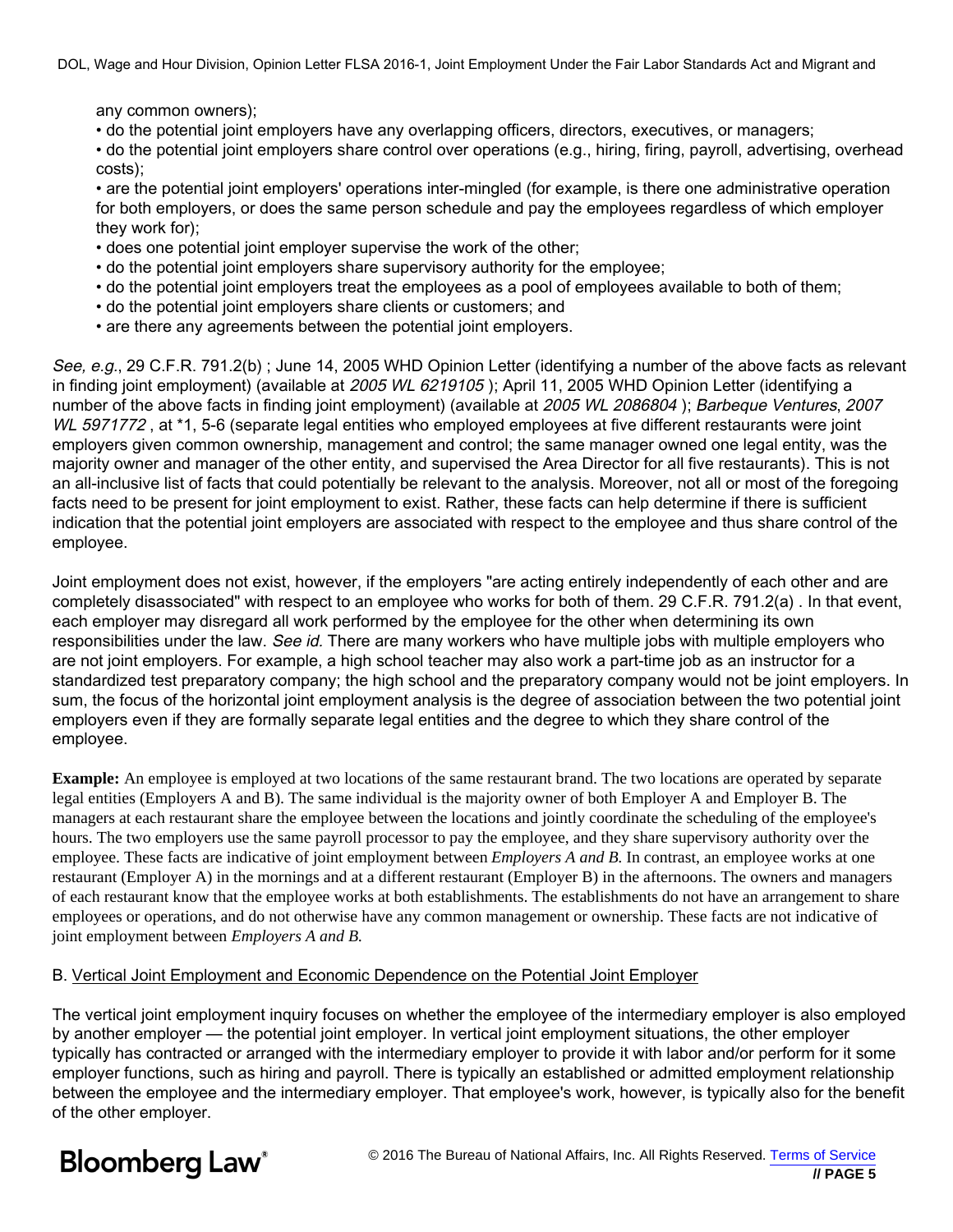any common owners);
• do the potential joint employers have any overlapping officers, directors, executives, or managers;
• do the potential joint employers share control over operations (e.g., hiring, firing, payroll, advertising, overhead costs);
• are the potential joint employers' operations inter-mingled (for example, is there one administrative operation for both employers, or does the same person schedule and pay the employees regardless of which employer they work for);
• does one potential joint employer supervise the work of the other;
• do the potential joint employers share supervisory authority for the employee;
• do the potential joint employers treat the employees as a pool of employees available to both of them;
• do the potential joint employers share clients or customers; and
• are there any agreements between the potential joint employers.

*See, e.g.*, 29 C.F.R. 791.2(b) ; June 14, 2005 WHD Opinion Letter (identifying a number of the above facts as relevant in finding joint employment) (available at *2005 WL 6219105* ); April 11, 2005 WHD Opinion Letter (identifying a number of the above facts in finding joint employment) (available at *2005 WL 2086804* ); *Barbeque Ventures*, *2007 WL 5971772* , at *1, 5-6 (separate legal entities who employed employees at five different restaurants were joint employers given common ownership, management and control; the same manager owned one legal entity, was the majority owner and manager of the other entity, and supervised the Area Director for all five restaurants). This is not an all-inclusive list of facts that could potentially be relevant to the analysis. Moreover, not all or most of the foregoing facts need to be present for joint employment to exist. Rather, these facts can help determine if there is sufficient indication that the potential joint employers are associated with respect to the employee and thus share control of the employee.

Joint employment does not exist, however, if the employers "are acting entirely independently of each other and are completely disassociated" with respect to an employee who works for both of them. 29 C.F.R. 791.2(a) . In that event, each employer may disregard all work performed by the employee for the other when determining its own responsibilities under the law. *See id.* There are many workers who have multiple jobs with multiple employers who are not joint employers. For example, a high school teacher may also work a part-time job as an instructor for a standardized test preparatory company; the high school and the preparatory company would not be joint employers. In sum, the focus of the horizontal joint employment analysis is the degree of association between the two potential joint employers even if they are formally separate legal entities and the degree to which they share control of the employee.

**Example:** An employee is employed at two locations of the same restaurant brand. The two locations are operated by separate legal entities (Employers A and B). The same individual is the majority owner of both Employer A and Employer B. The managers at each restaurant share the employee between the locations and jointly coordinate the scheduling of the employee's hours. The two employers use the same payroll processor to pay the employee, and they share supervisory authority over the employee. These facts are indicative of joint employment between *Employers A and B.* In contrast, an employee works at one restaurant (Employer A) in the mornings and at a different restaurant (Employer B) in the afternoons. The owners and managers of each restaurant know that the employee works at both establishments. The establishments do not have an arrangement to share employees or operations, and do not otherwise have any common management or ownership. These facts are not indicative of joint employment between *Employers A and B.*

B. Vertical Joint Employment and Economic Dependence on the Potential Joint Employer

The vertical joint employment inquiry focuses on whether the employee of the intermediary employer is also employed by another employer — the potential joint employer. In vertical joint employment situations, the other employer typically has contracted or arranged with the intermediary employer to provide it with labor and/or perform for it some employer functions, such as hiring and payroll. There is typically an established or admitted employment relationship between the employee and the intermediary employer. That employee's work, however, is typically also for the benefit of the other employer.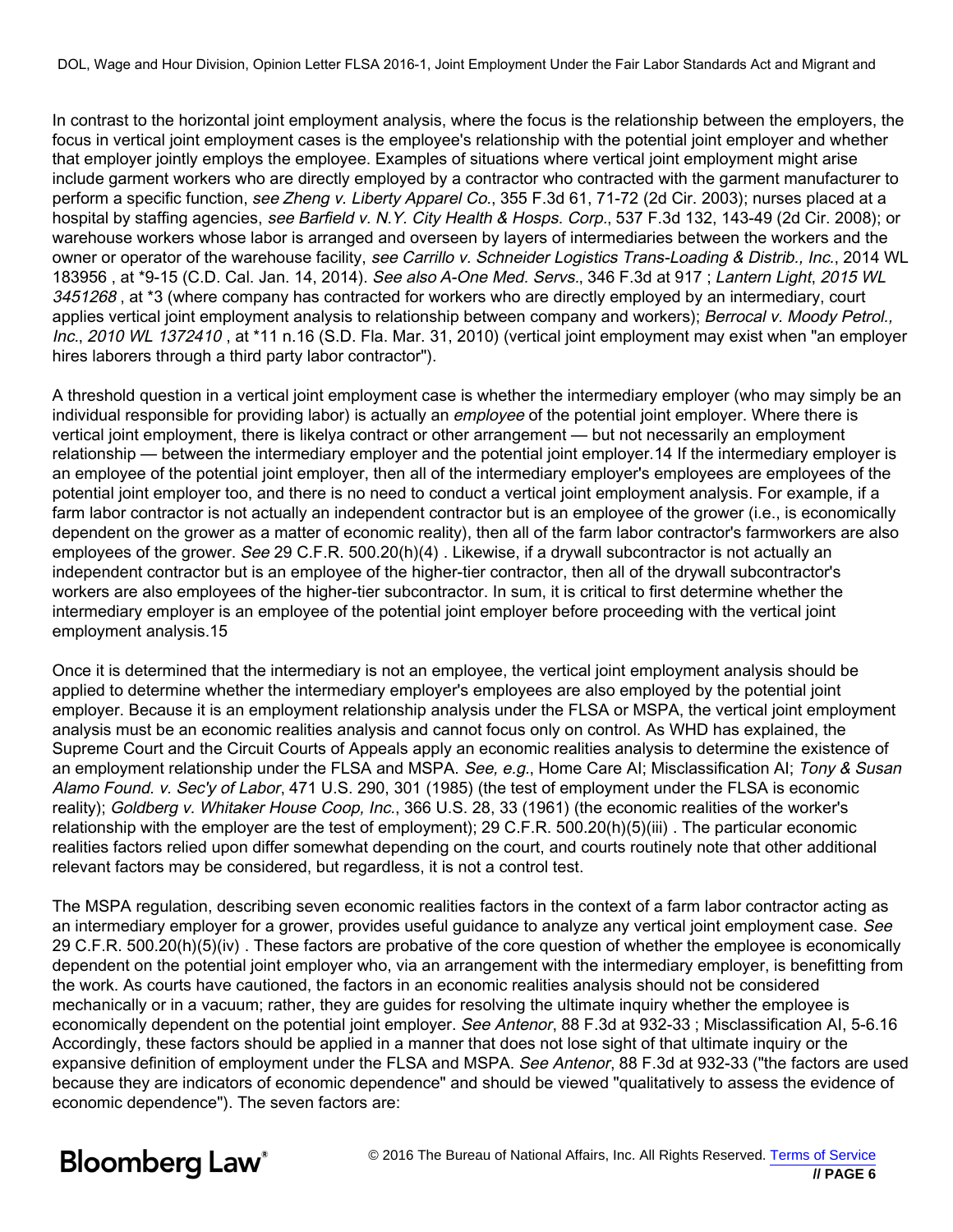In contrast to the horizontal joint employment analysis, where the focus is the relationship between the employers, the focus in vertical joint employment cases is the employee's relationship with the potential joint employer and whether that employer jointly employs the employee. Examples of situations where vertical joint employment might arise include garment workers who are directly employed by a contractor who contracted with the garment manufacturer to perform a specific function, *see Zheng v. Liberty Apparel Co.*, 355 F.3d 61, 71-72 (2d Cir. 2003); nurses placed at a hospital by staffing agencies, *see Barfield v. N.Y. City Health & Hosps. Corp.*, 537 F.3d 132, 143-49 (2d Cir. 2008); or warehouse workers whose labor is arranged and overseen by layers of intermediaries between the workers and the owner or operator of the warehouse facility, *see Carrillo v. Schneider Logistics Trans-Loading & Distrib., Inc.*, 2014 WL 183956 , at *9-15 (C.D. Cal. Jan. 14, 2014). *See also A-One Med. Servs.*, 346 F.3d at 917 ; *Lantern Light*, *2015 WL 3451268* , at *3 (where company has contracted for workers who are directly employed by an intermediary, court applies vertical joint employment analysis to relationship between company and workers); *Berrocal v. Moody Petrol., Inc.*, *2010 WL 1372410* , at *11 n.16 (S.D. Fla. Mar. 31, 2010) (vertical joint employment may exist when "an employer hires laborers through a third party labor contractor").

A threshold question in a vertical joint employment case is whether the intermediary employer (who may simply be an individual responsible for providing labor) is actually an *employee* of the potential joint employer. Where there is vertical joint employment, there is likelya contract or other arrangement — but not necessarily an employment relationship — between the intermediary employer and the potential joint employer.14 If the intermediary employer is an employee of the potential joint employer, then all of the intermediary employer's employees are employees of the potential joint employer too, and there is no need to conduct a vertical joint employment analysis. For example, if a farm labor contractor is not actually an independent contractor but is an employee of the grower (i.e., is economically dependent on the grower as a matter of economic reality), then all of the farm labor contractor's farmworkers are also employees of the grower. *See* 29 C.F.R. 500.20(h)(4) . Likewise, if a drywall subcontractor is not actually an independent contractor but is an employee of the higher-tier contractor, then all of the drywall subcontractor's workers are also employees of the higher-tier subcontractor. In sum, it is critical to first determine whether the intermediary employer is an employee of the potential joint employer before proceeding with the vertical joint employment analysis.15

Once it is determined that the intermediary is not an employee, the vertical joint employment analysis should be applied to determine whether the intermediary employer's employees are also employed by the potential joint employer. Because it is an employment relationship analysis under the FLSA or MSPA, the vertical joint employment analysis must be an economic realities analysis and cannot focus only on control. As WHD has explained, the Supreme Court and the Circuit Courts of Appeals apply an economic realities analysis to determine the existence of an employment relationship under the FLSA and MSPA. *See, e.g.*, Home Care AI; Misclassification AI; *Tony & Susan Alamo Found. v. Sec'y of Labor*, 471 U.S. 290, 301 (1985) (the test of employment under the FLSA is economic reality); *Goldberg v. Whitaker House Coop, Inc.*, 366 U.S. 28, 33 (1961) (the economic realities of the worker's relationship with the employer are the test of employment); 29 C.F.R. 500.20(h)(5)(iii) . The particular economic realities factors relied upon differ somewhat depending on the court, and courts routinely note that other additional relevant factors may be considered, but regardless, it is not a control test.

The MSPA regulation, describing seven economic realities factors in the context of a farm labor contractor acting as an intermediary employer for a grower, provides useful guidance to analyze any vertical joint employment case. *See* 29 C.F.R. 500.20(h)(5)(iv) . These factors are probative of the core question of whether the employee is economically dependent on the potential joint employer who, via an arrangement with the intermediary employer, is benefitting from the work. As courts have cautioned, the factors in an economic realities analysis should not be considered mechanically or in a vacuum; rather, they are guides for resolving the ultimate inquiry whether the employee is economically dependent on the potential joint employer. *See Antenor*, 88 F.3d at 932-33 ; Misclassification AI, 5-6.16 Accordingly, these factors should be applied in a manner that does not lose sight of that ultimate inquiry or the expansive definition of employment under the FLSA and MSPA. *See Antenor*, 88 F.3d at 932-33 ("the factors are used because they are indicators of economic dependence" and should be viewed "qualitatively to assess the evidence of economic dependence"). The seven factors are: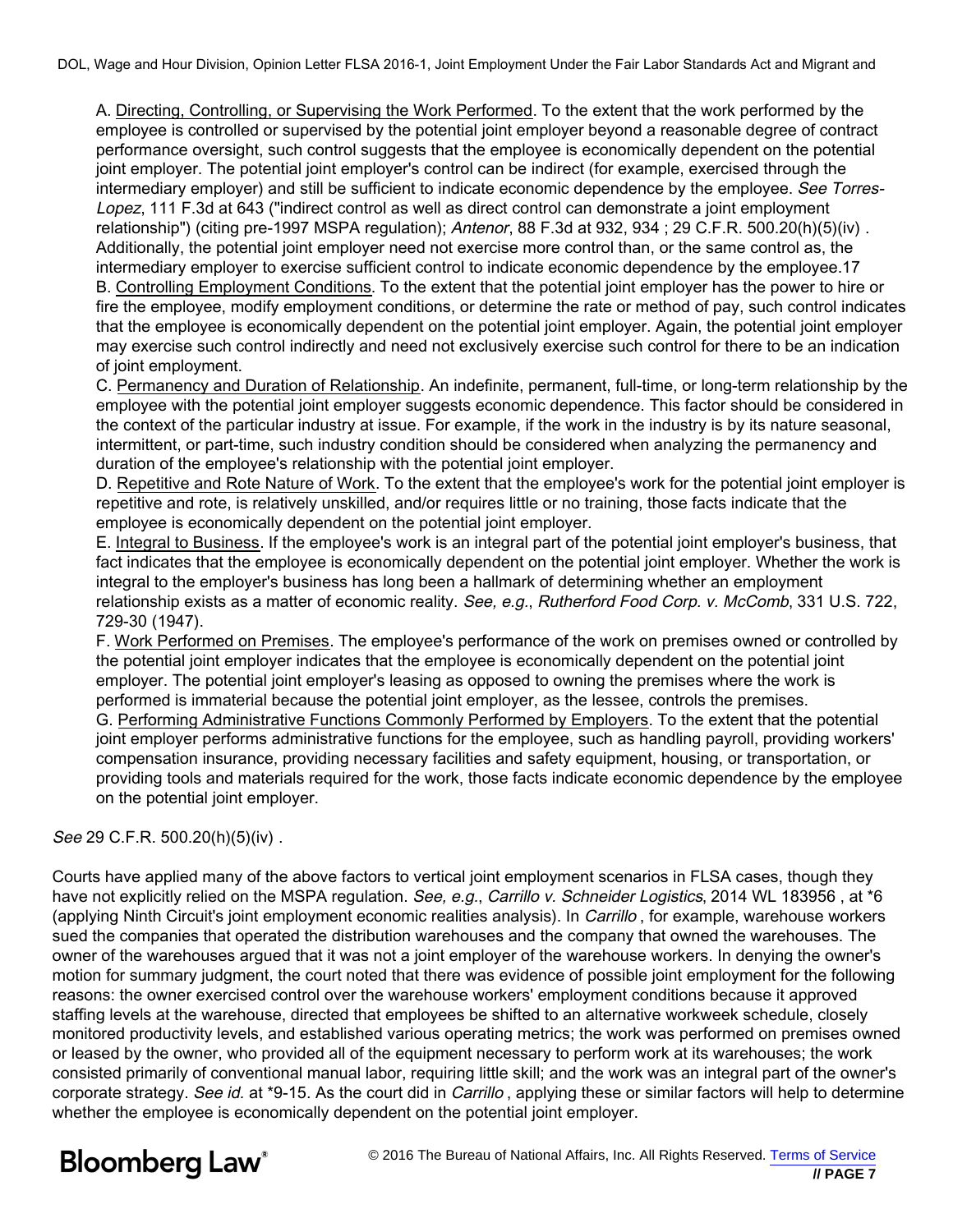A. Directing, Controlling, or Supervising the Work Performed. To the extent that the work performed by the employee is controlled or supervised by the potential joint employer beyond a reasonable degree of contract performance oversight, such control suggests that the employee is economically dependent on the potential joint employer. The potential joint employer's control can be indirect (for example, exercised through the intermediary employer) and still be sufficient to indicate economic dependence by the employee. *See Torres-Lopez*, 111 F.3d at 643 ("indirect control as well as direct control can demonstrate a joint employment relationship") (citing pre-1997 MSPA regulation); *Antenor*, 88 F.3d at 932, 934 ; 29 C.F.R. 500.20(h)(5)(iv) . Additionally, the potential joint employer need not exercise more control than, or the same control as, the intermediary employer to exercise sufficient control to indicate economic dependence by the employee.17

B. Controlling Employment Conditions. To the extent that the potential joint employer has the power to hire or fire the employee, modify employment conditions, or determine the rate or method of pay, such control indicates that the employee is economically dependent on the potential joint employer. Again, the potential joint employer may exercise such control indirectly and need not exclusively exercise such control for there to be an indication of joint employment.

C. Permanency and Duration of Relationship. An indefinite, permanent, full-time, or long-term relationship by the employee with the potential joint employer suggests economic dependence. This factor should be considered in the context of the particular industry at issue. For example, if the work in the industry is by its nature seasonal, intermittent, or part-time, such industry condition should be considered when analyzing the permanency and duration of the employee's relationship with the potential joint employer.

D. Repetitive and Rote Nature of Work. To the extent that the employee's work for the potential joint employer is repetitive and rote, is relatively unskilled, and/or requires little or no training, those facts indicate that the employee is economically dependent on the potential joint employer.

E. Integral to Business. If the employee's work is an integral part of the potential joint employer's business, that fact indicates that the employee is economically dependent on the potential joint employer. Whether the work is integral to the employer's business has long been a hallmark of determining whether an employment relationship exists as a matter of economic reality. *See, e.g.*, *Rutherford Food Corp. v. McComb*, 331 U.S. 722, 729-30 (1947).

F. Work Performed on Premises. The employee's performance of the work on premises owned or controlled by the potential joint employer indicates that the employee is economically dependent on the potential joint employer. The potential joint employer's leasing as opposed to owning the premises where the work is performed is immaterial because the potential joint employer, as the lessee, controls the premises.

G. Performing Administrative Functions Commonly Performed by Employers. To the extent that the potential joint employer performs administrative functions for the employee, such as handling payroll, providing workers' compensation insurance, providing necessary facilities and safety equipment, housing, or transportation, or providing tools and materials required for the work, those facts indicate economic dependence by the employee on the potential joint employer.

*See* 29 C.F.R. 500.20(h)(5)(iv) .

Courts have applied many of the above factors to vertical joint employment scenarios in FLSA cases, though they have not explicitly relied on the MSPA regulation. *See, e.g.*, *Carrillo v. Schneider Logistics*, 2014 WL 183956 , at *6 (applying Ninth Circuit's joint employment economic realities analysis). In *Carrillo* , for example, warehouse workers sued the companies that operated the distribution warehouses and the company that owned the warehouses. The owner of the warehouses argued that it was not a joint employer of the warehouse workers. In denying the owner's motion for summary judgment, the court noted that there was evidence of possible joint employment for the following reasons: the owner exercised control over the warehouse workers' employment conditions because it approved staffing levels at the warehouse, directed that employees be shifted to an alternative workweek schedule, closely monitored productivity levels, and established various operating metrics; the work was performed on premises owned or leased by the owner, who provided all of the equipment necessary to perform work at its warehouses; the work consisted primarily of conventional manual labor, requiring little skill; and the work was an integral part of the owner's corporate strategy. *See id.* at *9-15. As the court did in *Carrillo* , applying these or similar factors will help to determine whether the employee is economically dependent on the potential joint employer.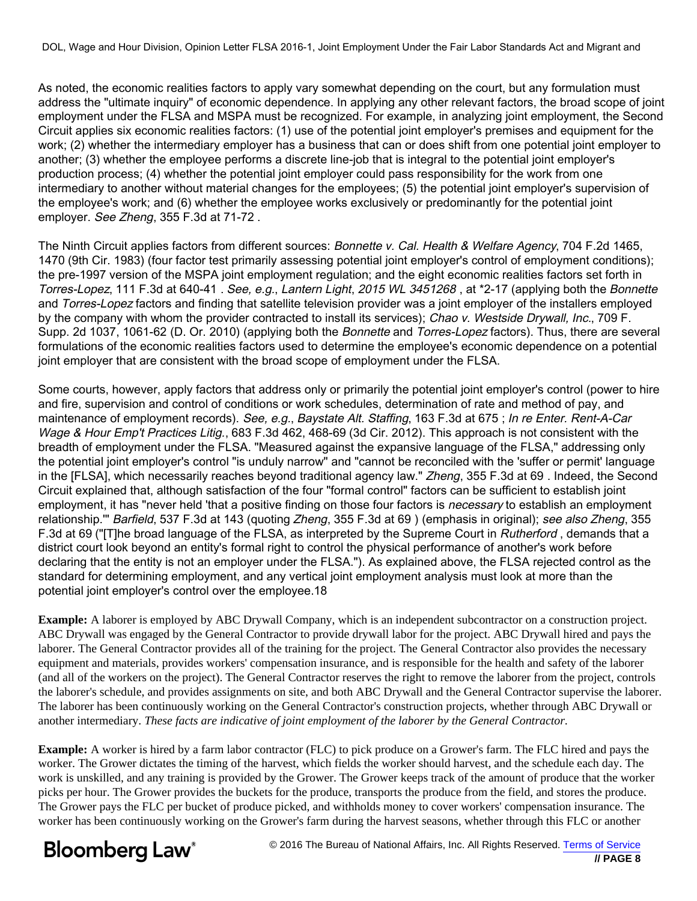As noted, the economic realities factors to apply vary somewhat depending on the court, but any formulation must address the "ultimate inquiry" of economic dependence. In applying any other relevant factors, the broad scope of joint employment under the FLSA and MSPA must be recognized. For example, in analyzing joint employment, the Second Circuit applies six economic realities factors: (1) use of the potential joint employer's premises and equipment for the work; (2) whether the intermediary employer has a business that can or does shift from one potential joint employer to another; (3) whether the employee performs a discrete line-job that is integral to the potential joint employer's production process; (4) whether the potential joint employer could pass responsibility for the work from one intermediary to another without material changes for the employees; (5) the potential joint employer's supervision of the employee's work; and (6) whether the employee works exclusively or predominantly for the potential joint employer. *See Zheng*, 355 F.3d at 71-72 .

The Ninth Circuit applies factors from different sources: *Bonnette v. Cal. Health & Welfare Agency*, 704 F.2d 1465, 1470 (9th Cir. 1983) (four factor test primarily assessing potential joint employer's control of employment conditions); the pre-1997 version of the MSPA joint employment regulation; and the eight economic realities factors set forth in *Torres-Lopez*, 111 F.3d at 640-41 . *See, e.g.*, *Lantern Light*, *2015 WL 3451268* , at *2-17 (applying both the *Bonnette* and *Torres-Lopez* factors and finding that satellite television provider was a joint employer of the installers employed by the company with whom the provider contracted to install its services); *Chao v. Westside Drywall, Inc.*, 709 F. Supp. 2d 1037, 1061-62 (D. Or. 2010) (applying both the *Bonnette* and *Torres-Lopez* factors). Thus, there are several formulations of the economic realities factors used to determine the employee's economic dependence on a potential joint employer that are consistent with the broad scope of employment under the FLSA.

Some courts, however, apply factors that address only or primarily the potential joint employer's control (power to hire and fire, supervision and control of conditions or work schedules, determination of rate and method of pay, and maintenance of employment records). *See, e.g.*, *Baystate Alt. Staffing*, 163 F.3d at 675 ; *In re Enter. Rent-A-Car Wage & Hour Emp't Practices Litig.*, 683 F.3d 462, 468-69 (3d Cir. 2012). This approach is not consistent with the breadth of employment under the FLSA. "Measured against the expansive language of the FLSA," addressing only the potential joint employer's control "is unduly narrow" and "cannot be reconciled with the 'suffer or permit' language in the [FLSA], which necessarily reaches beyond traditional agency law." *Zheng*, 355 F.3d at 69 . Indeed, the Second Circuit explained that, although satisfaction of the four "formal control" factors can be sufficient to establish joint employment, it has "never held 'that a positive finding on those four factors is *necessary* to establish an employment relationship.'" *Barfield*, 537 F.3d at 143 (quoting *Zheng*, 355 F.3d at 69 ) (emphasis in original); *see also Zheng*, 355 F.3d at 69 ("[T]he broad language of the FLSA, as interpreted by the Supreme Court in *Rutherford* , demands that a district court look beyond an entity's formal right to control the physical performance of another's work before declaring that the entity is not an employer under the FLSA."). As explained above, the FLSA rejected control as the standard for determining employment, and any vertical joint employment analysis must look at more than the potential joint employer's control over the employee.18

**Example:** A laborer is employed by ABC Drywall Company, which is an independent subcontractor on a construction project. ABC Drywall was engaged by the General Contractor to provide drywall labor for the project. ABC Drywall hired and pays the laborer. The General Contractor provides all of the training for the project. The General Contractor also provides the necessary equipment and materials, provides workers' compensation insurance, and is responsible for the health and safety of the laborer (and all of the workers on the project). The General Contractor reserves the right to remove the laborer from the project, controls the laborer's schedule, and provides assignments on site, and both ABC Drywall and the General Contractor supervise the laborer. The laborer has been continuously working on the General Contractor's construction projects, whether through ABC Drywall or another intermediary. *These facts are indicative of joint employment of the laborer by the General Contractor.*

**Example:** A worker is hired by a farm labor contractor (FLC) to pick produce on a Grower's farm. The FLC hired and pays the worker. The Grower dictates the timing of the harvest, which fields the worker should harvest, and the schedule each day. The work is unskilled, and any training is provided by the Grower. The Grower keeps track of the amount of produce that the worker picks per hour. The Grower provides the buckets for the produce, transports the produce from the field, and stores the produce. The Grower pays the FLC per bucket of produce picked, and withholds money to cover workers' compensation insurance. The worker has been continuously working on the Grower's farm during the harvest seasons, whether through this FLC or another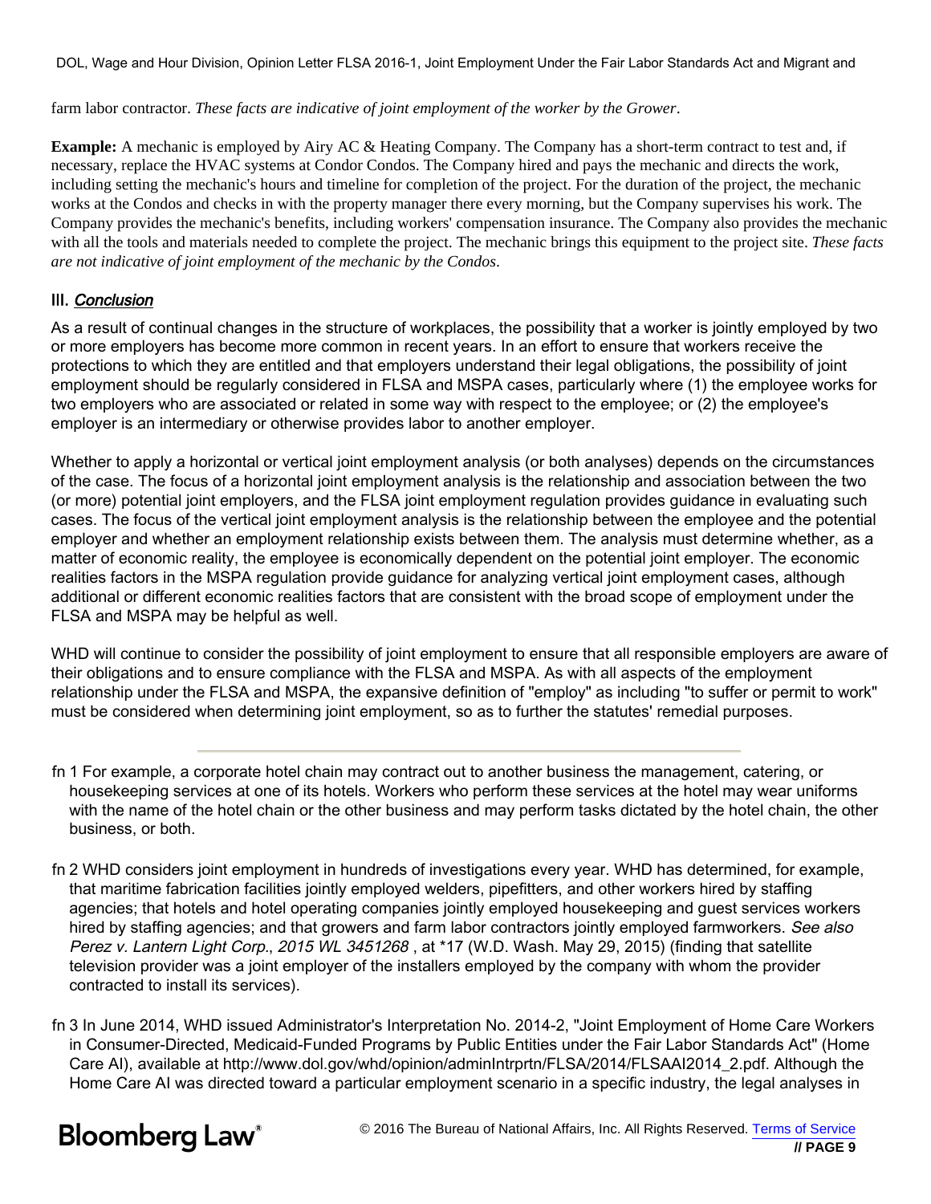farm labor contractor. *These facts are indicative of joint employment of the worker by the Grower*.

**Example:** A mechanic is employed by Airy AC & Heating Company. The Company has a short-term contract to test and, if necessary, replace the HVAC systems at Condor Condos. The Company hired and pays the mechanic and directs the work, including setting the mechanic's hours and timeline for completion of the project. For the duration of the project, the mechanic works at the Condos and checks in with the property manager there every morning, but the Company supervises his work. The Company provides the mechanic's benefits, including workers' compensation insurance. The Company also provides the mechanic with all the tools and materials needed to complete the project. The mechanic brings this equipment to the project site. *These facts are not indicative of joint employment of the mechanic by the Condos*.

### III. *Conclusion*

As a result of continual changes in the structure of workplaces, the possibility that a worker is jointly employed by two or more employers has become more common in recent years. In an effort to ensure that workers receive the protections to which they are entitled and that employers understand their legal obligations, the possibility of joint employment should be regularly considered in FLSA and MSPA cases, particularly where (1) the employee works for two employers who are associated or related in some way with respect to the employee; or (2) the employee's employer is an intermediary or otherwise provides labor to another employer.

Whether to apply a horizontal or vertical joint employment analysis (or both analyses) depends on the circumstances of the case. The focus of a horizontal joint employment analysis is the relationship and association between the two (or more) potential joint employers, and the FLSA joint employment regulation provides guidance in evaluating such cases. The focus of the vertical joint employment analysis is the relationship between the employee and the potential employer and whether an employment relationship exists between them. The analysis must determine whether, as a matter of economic reality, the employee is economically dependent on the potential joint employer. The economic realities factors in the MSPA regulation provide guidance for analyzing vertical joint employment cases, although additional or different economic realities factors that are consistent with the broad scope of employment under the FLSA and MSPA may be helpful as well.

WHD will continue to consider the possibility of joint employment to ensure that all responsible employers are aware of their obligations and to ensure compliance with the FLSA and MSPA. As with all aspects of the employment relationship under the FLSA and MSPA, the expansive definition of "employ" as including "to suffer or permit to work" must be considered when determining joint employment, so as to further the statutes' remedial purposes.

---

fn 1 For example, a corporate hotel chain may contract out to another business the management, catering, or housekeeping services at one of its hotels. Workers who perform these services at the hotel may wear uniforms with the name of the hotel chain or the other business and may perform tasks dictated by the hotel chain, the other business, or both.

fn 2 WHD considers joint employment in hundreds of investigations every year. WHD has determined, for example, that maritime fabrication facilities jointly employed welders, pipefitters, and other workers hired by staffing agencies; that hotels and hotel operating companies jointly employed housekeeping and guest services workers hired by staffing agencies; and that growers and farm labor contractors jointly employed farmworkers. *See also Perez v. Lantern Light Corp., 2015 WL 3451268* , at *17 (W.D. Wash. May 29, 2015) (finding that satellite television provider was a joint employer of the installers employed by the company with whom the provider contracted to install its services).

fn 3 In June 2014, WHD issued Administrator's Interpretation No. 2014-2, "Joint Employment of Home Care Workers in Consumer-Directed, Medicaid-Funded Programs by Public Entities under the Fair Labor Standards Act" (Home Care AI), available at http://www.dol.gov/whd/opinion/adminIntrprtn/FLSA/2014/FLSAAI2014_2.pdf. Although the Home Care AI was directed toward a particular employment scenario in a specific industry, the legal analyses in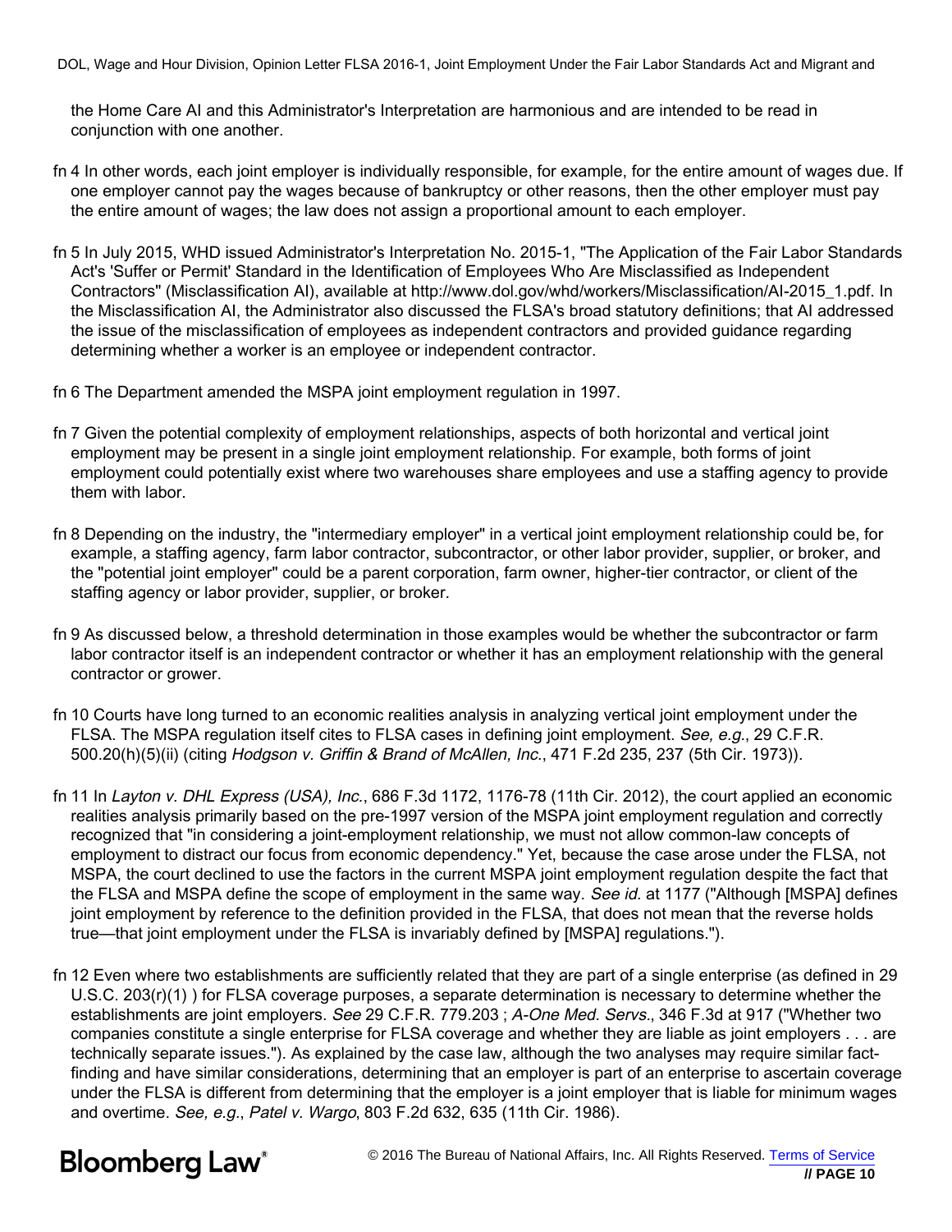the Home Care AI and this Administrator's Interpretation are harmonious and are intended to be read in conjunction with one another.

fn 4 In other words, each joint employer is individually responsible, for example, for the entire amount of wages due. If one employer cannot pay the wages because of bankruptcy or other reasons, then the other employer must pay the entire amount of wages; the law does not assign a proportional amount to each employer.

fn 5 In July 2015, WHD issued Administrator's Interpretation No. 2015-1, "The Application of the Fair Labor Standards Act's 'Suffer or Permit' Standard in the Identification of Employees Who Are Misclassified as Independent Contractors" (Misclassification AI), available at http://www.dol.gov/whd/workers/Misclassification/AI-2015_1.pdf. In the Misclassification AI, the Administrator also discussed the FLSA's broad statutory definitions; that AI addressed the issue of the misclassification of employees as independent contractors and provided guidance regarding determining whether a worker is an employee or independent contractor.

fn 6 The Department amended the MSPA joint employment regulation in 1997.

fn 7 Given the potential complexity of employment relationships, aspects of both horizontal and vertical joint employment may be present in a single joint employment relationship. For example, both forms of joint employment could potentially exist where two warehouses share employees and use a staffing agency to provide them with labor.

fn 8 Depending on the industry, the "intermediary employer" in a vertical joint employment relationship could be, for example, a staffing agency, farm labor contractor, subcontractor, or other labor provider, supplier, or broker, and the "potential joint employer" could be a parent corporation, farm owner, higher-tier contractor, or client of the staffing agency or labor provider, supplier, or broker.

fn 9 As discussed below, a threshold determination in those examples would be whether the subcontractor or farm labor contractor itself is an independent contractor or whether it has an employment relationship with the general contractor or grower.

fn 10 Courts have long turned to an economic realities analysis in analyzing vertical joint employment under the FLSA. The MSPA regulation itself cites to FLSA cases in defining joint employment. *See, e.g.*, 29 C.F.R. 500.20(h)(5)(ii) (citing *Hodgson v. Griffin & Brand of McAllen, Inc.*, 471 F.2d 235, 237 (5th Cir. 1973)).

fn 11 In *Layton v. DHL Express (USA), Inc.*, 686 F.3d 1172, 1176-78 (11th Cir. 2012), the court applied an economic realities analysis primarily based on the pre-1997 version of the MSPA joint employment regulation and correctly recognized that "in considering a joint-employment relationship, we must not allow common-law concepts of employment to distract our focus from economic dependency." Yet, because the case arose under the FLSA, not MSPA, the court declined to use the factors in the current MSPA joint employment regulation despite the fact that the FLSA and MSPA define the scope of employment in the same way. *See id.* at 1177 ("Although [MSPA] defines joint employment by reference to the definition provided in the FLSA, that does not mean that the reverse holds true—that joint employment under the FLSA is invariably defined by [MSPA] regulations.").

fn 12 Even where two establishments are sufficiently related that they are part of a single enterprise (as defined in 29 U.S.C. 203(r)(1) ) for FLSA coverage purposes, a separate determination is necessary to determine whether the establishments are joint employers. *See* 29 C.F.R. 779.203 ; *A-One Med. Servs.*, 346 F.3d at 917 ("Whether two companies constitute a single enterprise for FLSA coverage and whether they are liable as joint employers . . . are technically separate issues."). As explained by the case law, although the two analyses may require similar fact-finding and have similar considerations, determining that an employer is part of an enterprise to ascertain coverage under the FLSA is different from determining that the employer is a joint employer that is liable for minimum wages and overtime. *See, e.g.*, *Patel v. Wargo*, 803 F.2d 632, 635 (11th Cir. 1986).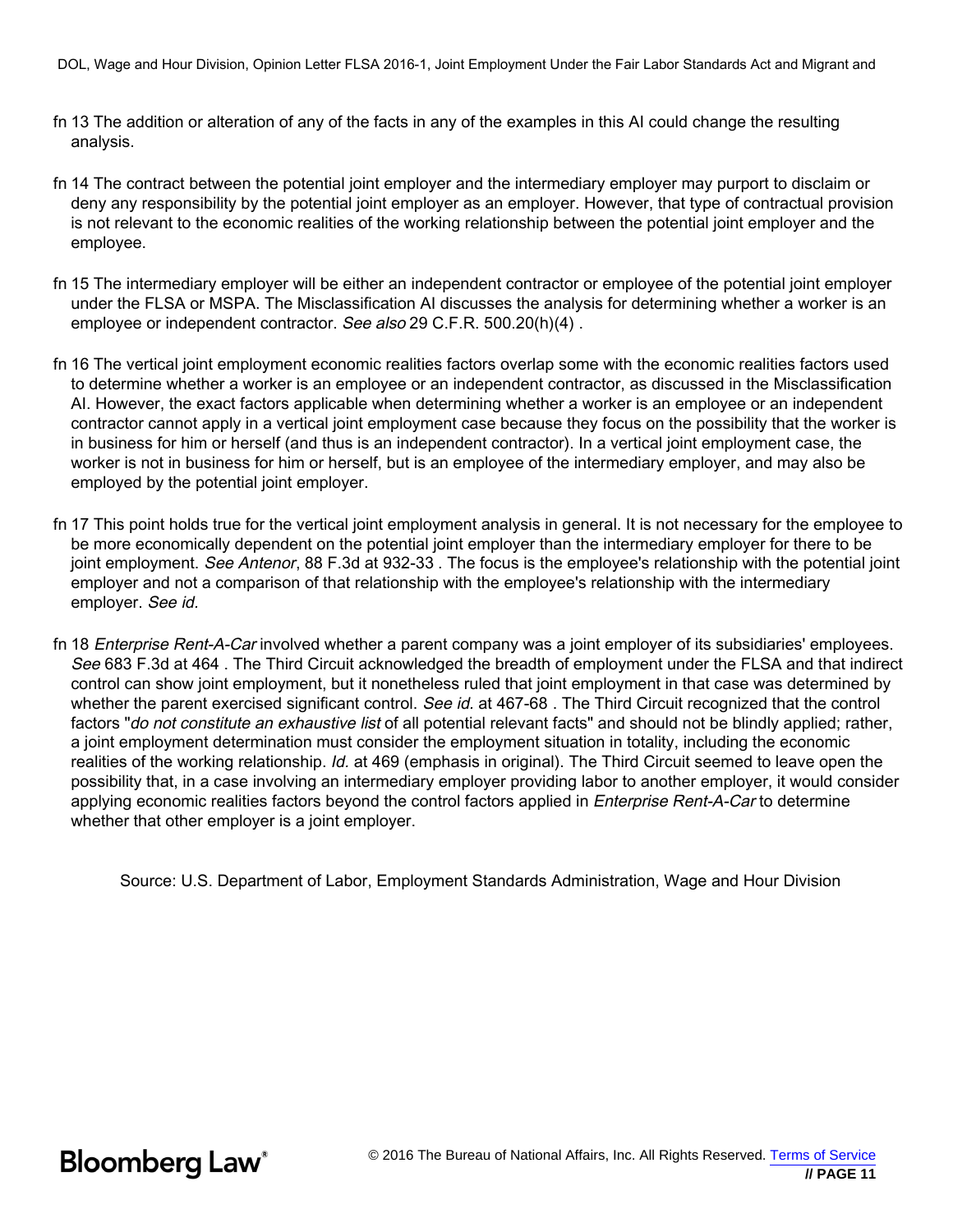fn 13 The addition or alteration of any of the facts in any of the examples in this AI could change the resulting analysis.

fn 14 The contract between the potential joint employer and the intermediary employer may purport to disclaim or deny any responsibility by the potential joint employer as an employer. However, that type of contractual provision is not relevant to the economic realities of the working relationship between the potential joint employer and the employee.

fn 15 The intermediary employer will be either an independent contractor or employee of the potential joint employer under the FLSA or MSPA. The Misclassification AI discusses the analysis for determining whether a worker is an employee or independent contractor. *See also* 29 C.F.R. 500.20(h)(4) .

fn 16 The vertical joint employment economic realities factors overlap some with the economic realities factors used to determine whether a worker is an employee or an independent contractor, as discussed in the Misclassification AI. However, the exact factors applicable when determining whether a worker is an employee or an independent contractor cannot apply in a vertical joint employment case because they focus on the possibility that the worker is in business for him or herself (and thus is an independent contractor). In a vertical joint employment case, the worker is not in business for him or herself, but is an employee of the intermediary employer, and may also be employed by the potential joint employer.

fn 17 This point holds true for the vertical joint employment analysis in general. It is not necessary for the employee to be more economically dependent on the potential joint employer than the intermediary employer for there to be joint employment. *See Antenor*, 88 F.3d at 932-33 . The focus is the employee's relationship with the potential joint employer and not a comparison of that relationship with the employee's relationship with the intermediary employer. *See id.*

fn 18 *Enterprise Rent-A-Car* involved whether a parent company was a joint employer of its subsidiaries' employees. *See* 683 F.3d at 464 . The Third Circuit acknowledged the breadth of employment under the FLSA and that indirect control can show joint employment, but it nonetheless ruled that joint employment in that case was determined by whether the parent exercised significant control. *See id.* at 467-68 . The Third Circuit recognized that the control factors "*do not constitute an exhaustive list* of all potential relevant facts" and should not be blindly applied; rather, a joint employment determination must consider the employment situation in totality, including the economic realities of the working relationship. *Id.* at 469 (emphasis in original). The Third Circuit seemed to leave open the possibility that, in a case involving an intermediary employer providing labor to another employer, it would consider applying economic realities factors beyond the control factors applied in *Enterprise Rent-A-Car* to determine whether that other employer is a joint employer.

Source: U.S. Department of Labor, Employment Standards Administration, Wage and Hour Division